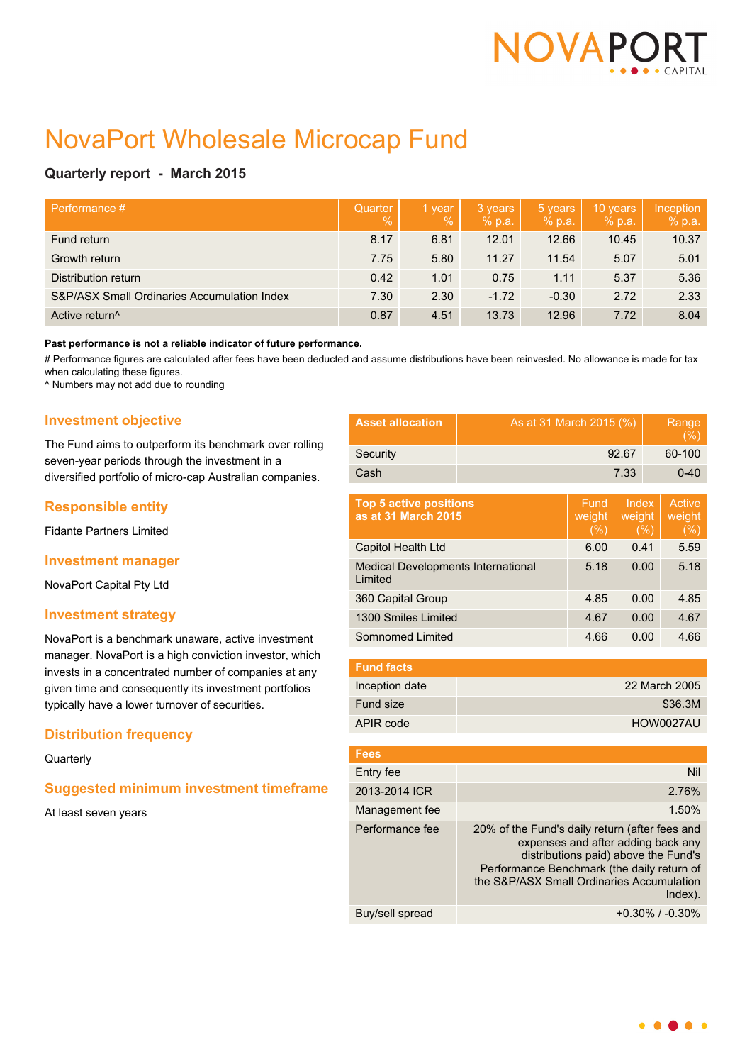# NovaPort Wholesale Microcap Fund

### Quarterly report - March 2015

| Performance # | Quarter % | 1 year % | 3 years % p.a. | 5 years % p.a. | 10 years % p.a. | Inception % p.a. |
|---|---|---|---|---|---|---|
| Fund return | 8.17 | 6.81 | 12.01 | 12.66 | 10.45 | 10.37 |
| Growth return | 7.75 | 5.80 | 11.27 | 11.54 | 5.07 | 5.01 |
| Distribution return | 0.42 | 1.01 | 0.75 | 1.11 | 5.37 | 5.36 |
| S&P/ASX Small Ordinaries Accumulation Index | 7.30 | 2.30 | -1.72 | -0.30 | 2.72 | 2.33 |
| Active return^ | 0.87 | 4.51 | 13.73 | 12.96 | 7.72 | 8.04 |

**Past performance is not a reliable indicator of future performance.**

# Performance figures are calculated after fees have been deducted and assume distributions have been reinvested. No allowance is made for tax when calculating these figures.

^ Numbers may not add due to rounding

## Investment objective

The Fund aims to outperform its benchmark over rolling seven-year periods through the investment in a diversified portfolio of micro-cap Australian companies.

## Responsible entity

Fidante Partners Limited

## Investment manager

NovaPort Capital Pty Ltd

## Investment strategy

NovaPort is a benchmark unaware, active investment manager. NovaPort is a high conviction investor, which invests in a concentrated number of companies at any given time and consequently its investment portfolios typically have a lower turnover of securities.

## Distribution frequency

Quarterly

## Suggested minimum investment timeframe

At least seven years

| Asset allocation | As at 31 March 2015 (%) | Range (%) |
|---|---|---|
| Security | 92.67 | 60-100 |
| Cash | 7.33 | 0-40 |

| Top 5 active positions as at 31 March 2015 | Fund weight (%) | Index weight (%) | Active weight (%) |
|---|---|---|---|
| Capitol Health Ltd | 6.00 | 0.41 | 5.59 |
| Medical Developments International Limited | 5.18 | 0.00 | 5.18 |
| 360 Capital Group | 4.85 | 0.00 | 4.85 |
| 1300 Smiles Limited | 4.67 | 0.00 | 4.67 |
| Somnomed Limited | 4.66 | 0.00 | 4.66 |

| Fund facts | |
|---|---|
| Inception date | 22 March 2005 |
| Fund size | $36.3M |
| APIR code | HOW0027AU |

| Fees | |
|---|---|
| Entry fee | Nil |
| 2013-2014 ICR | 2.76% |
| Management fee | 1.50% |
| Performance fee | 20% of the Fund's daily return (after fees and expenses and after adding back any distributions paid) above the Fund's Performance Benchmark (the daily return of the S&P/ASX Small Ordinaries Accumulation Index). |
| Buy/sell spread | +0.30% / -0.30% |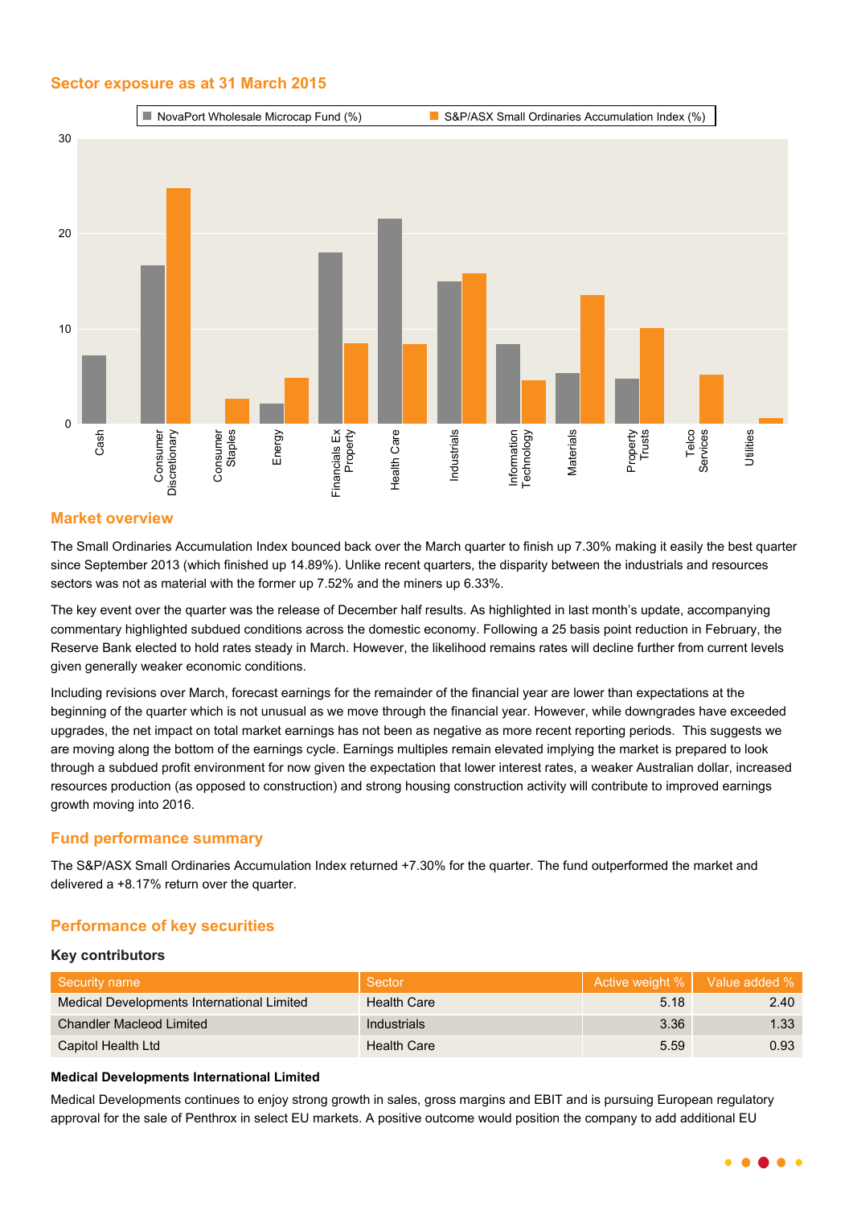## Sector exposure as at 31 March 2015

NovaPort Wholesale Microcap Fund (%) | S&P/ASX Small Ordinaries Accumulation Index (%)

Cash, Consumer Discretionary, Consumer Staples, Energy, Financials Ex Property, Health Care, Industrials, Information Technology, Materials, Property Trusts, Telco Services, Utilities

## Market overview

The Small Ordinaries Accumulation Index bounced back over the March quarter to finish up 7.30% making it easily the best quarter since September 2013 (which finished up 14.89%). Unlike recent quarters, the disparity between the industrials and resources sectors was not as material with the former up 7.52% and the miners up 6.33%.

The key event over the quarter was the release of December half results. As highlighted in last month's update, accompanying commentary highlighted subdued conditions across the domestic economy. Following a 25 basis point reduction in February, the Reserve Bank elected to hold rates steady in March. However, the likelihood remains rates will decline further from current levels given generally weaker economic conditions.

Including revisions over March, forecast earnings for the remainder of the financial year are lower than expectations at the beginning of the quarter which is not unusual as we move through the financial year. However, while downgrades have exceeded upgrades, the net impact on total market earnings has not been as negative as more recent reporting periods. This suggests we are moving along the bottom of the earnings cycle. Earnings multiples remain elevated implying the market is prepared to look through a subdued profit environment for now given the expectation that lower interest rates, a weaker Australian dollar, increased resources production (as opposed to construction) and strong housing construction activity will contribute to improved earnings growth moving into 2016.

## Fund performance summary

The S&P/ASX Small Ordinaries Accumulation Index returned +7.30% for the quarter. The fund outperformed the market and delivered a +8.17% return over the quarter.

## Performance of key securities

### Key contributors

| Security name | Sector | Active weight % | Value added % |
|---|---|---|---|
| Medical Developments International Limited | Health Care | 5.18 | 2.40 |
| Chandler Macleod Limited | Industrials | 3.36 | 1.33 |
| Capitol Health Ltd | Health Care | 5.59 | 0.93 |

**Medical Developments International Limited**

Medical Developments continues to enjoy strong growth in sales, gross margins and EBIT and is pursuing European regulatory approval for the sale of Penthrox in select EU markets. A positive outcome would position the company to add additional EU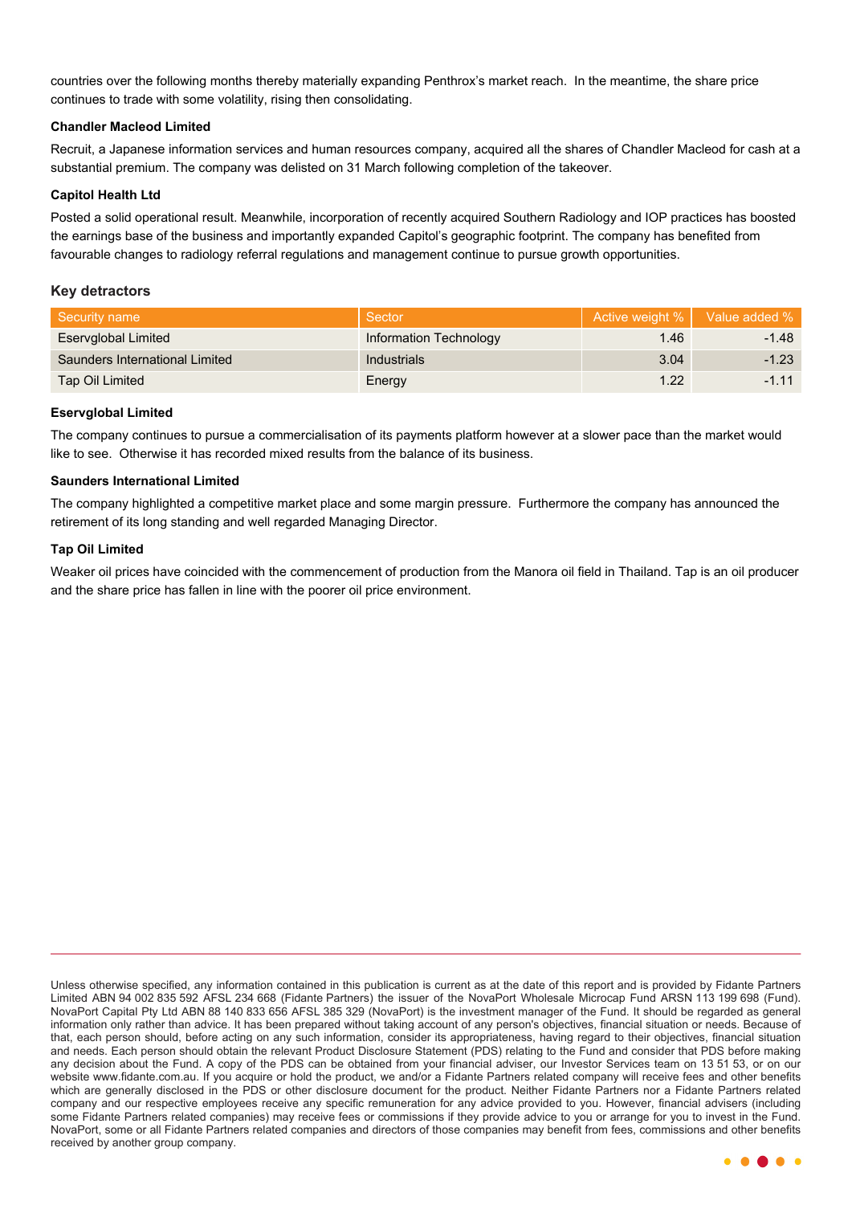countries over the following months thereby materially expanding Penthrox's market reach. In the meantime, the share price continues to trade with some volatility, rising then consolidating.

**Chandler Macleod Limited**

Recruit, a Japanese information services and human resources company, acquired all the shares of Chandler Macleod for cash at a substantial premium. The company was delisted on 31 March following completion of the takeover.

**Capitol Health Ltd**

Posted a solid operational result. Meanwhile, incorporation of recently acquired Southern Radiology and IOP practices has boosted the earnings base of the business and importantly expanded Capitol's geographic footprint. The company has benefited from favourable changes to radiology referral regulations and management continue to pursue growth opportunities.

### Key detractors

| Security name | Sector | Active weight % | Value added % |
|---|---|---|---|
| Eservglobal Limited | Information Technology | 1.46 | -1.48 |
| Saunders International Limited | Industrials | 3.04 | -1.23 |
| Tap Oil Limited | Energy | 1.22 | -1.11 |

**Eservglobal Limited**

The company continues to pursue a commercialisation of its payments platform however at a slower pace than the market would like to see. Otherwise it has recorded mixed results from the balance of its business.

**Saunders International Limited**

The company highlighted a competitive market place and some margin pressure. Furthermore the company has announced the retirement of its long standing and well regarded Managing Director.

**Tap Oil Limited**

Weaker oil prices have coincided with the commencement of production from the Manora oil field in Thailand. Tap is an oil producer and the share price has fallen in line with the poorer oil price environment.

---

Unless otherwise specified, any information contained in this publication is current as at the date of this report and is provided by Fidante Partners Limited ABN 94 002 835 592 AFSL 234 668 (Fidante Partners) the issuer of the NovaPort Wholesale Microcap Fund ARSN 113 199 698 (Fund). NovaPort Capital Pty Ltd ABN 88 140 833 656 AFSL 385 329 (NovaPort) is the investment manager of the Fund. It should be regarded as general information only rather than advice. It has been prepared without taking account of any person's objectives, financial situation or needs. Because of that, each person should, before acting on any such information, consider its appropriateness, having regard to their objectives, financial situation and needs. Each person should obtain the relevant Product Disclosure Statement (PDS) relating to the Fund and consider that PDS before making any decision about the Fund. A copy of the PDS can be obtained from your financial adviser, our Investor Services team on 13 51 53, or on our website www.fidante.com.au. If you acquire or hold the product, we and/or a Fidante Partners related company will receive fees and other benefits which are generally disclosed in the PDS or other disclosure document for the product. Neither Fidante Partners nor a Fidante Partners related company and our respective employees receive any specific remuneration for any advice provided to you. However, financial advisers (including some Fidante Partners related companies) may receive fees or commissions if they provide advice to you or arrange for you to invest in the Fund. NovaPort, some or all Fidante Partners related companies and directors of those companies may benefit from fees, commissions and other benefits received by another group company.